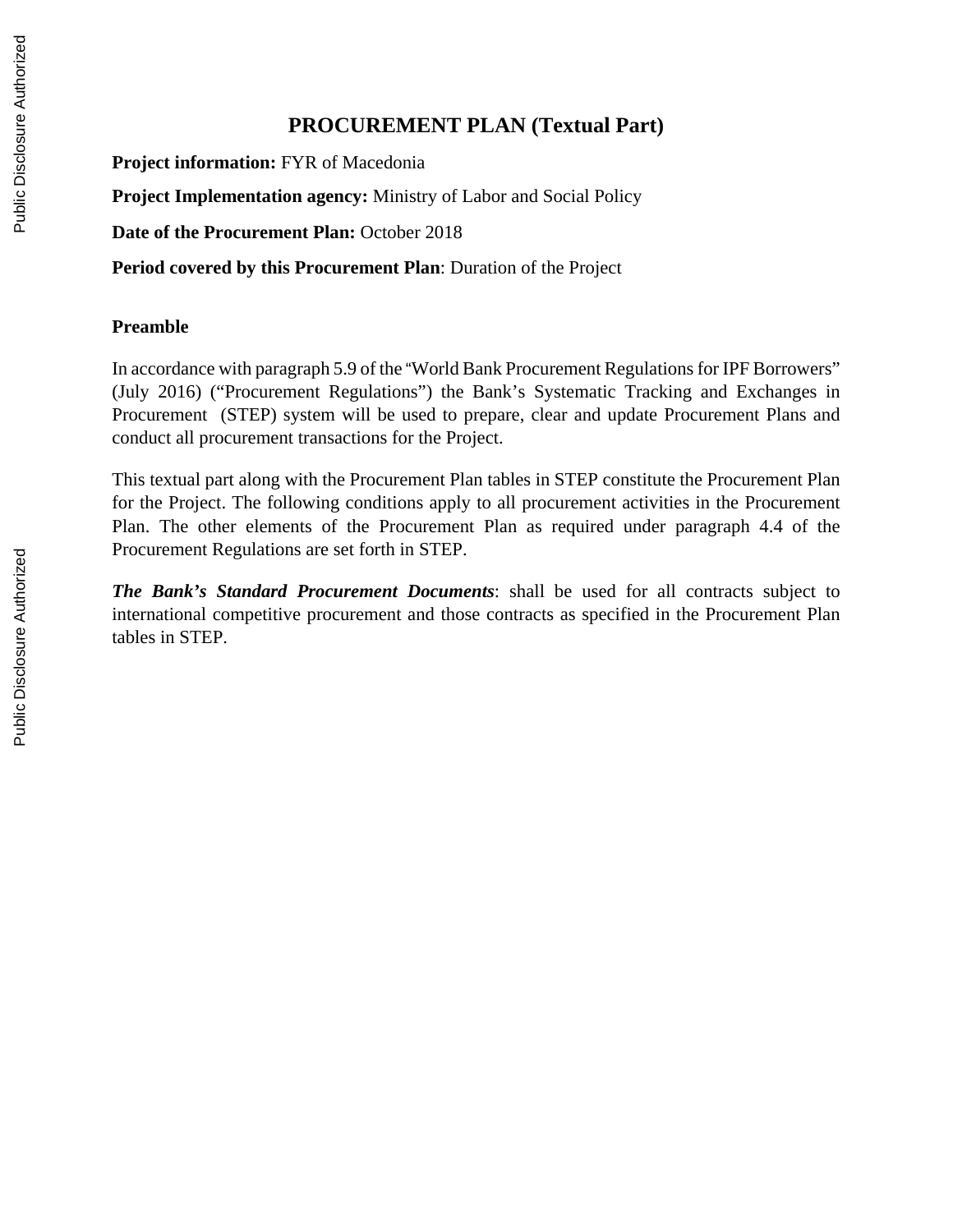# PROCUREMENT PLAN (Textual Part)

**Project information:** FYR of Macedonia

**Project Implementation agency:** Ministry of Labor and Social Policy

**Date of the Procurement Plan:** October 2018

**Period covered by this Procurement Plan**: Duration of the Project

## Preamble

In accordance with paragraph 5.9 of the "World Bank Procurement Regulations for IPF Borrowers" (July 2016) ("Procurement Regulations") the Bank's Systematic Tracking and Exchanges in Procurement (STEP) system will be used to prepare, clear and update Procurement Plans and conduct all procurement transactions for the Project.

This textual part along with the Procurement Plan tables in STEP constitute the Procurement Plan for the Project. The following conditions apply to all procurement activities in the Procurement Plan. The other elements of the Procurement Plan as required under paragraph 4.4 of the Procurement Regulations are set forth in STEP.

***The Bank's Standard Procurement Documents***: shall be used for all contracts subject to international competitive procurement and those contracts as specified in the Procurement Plan tables in STEP.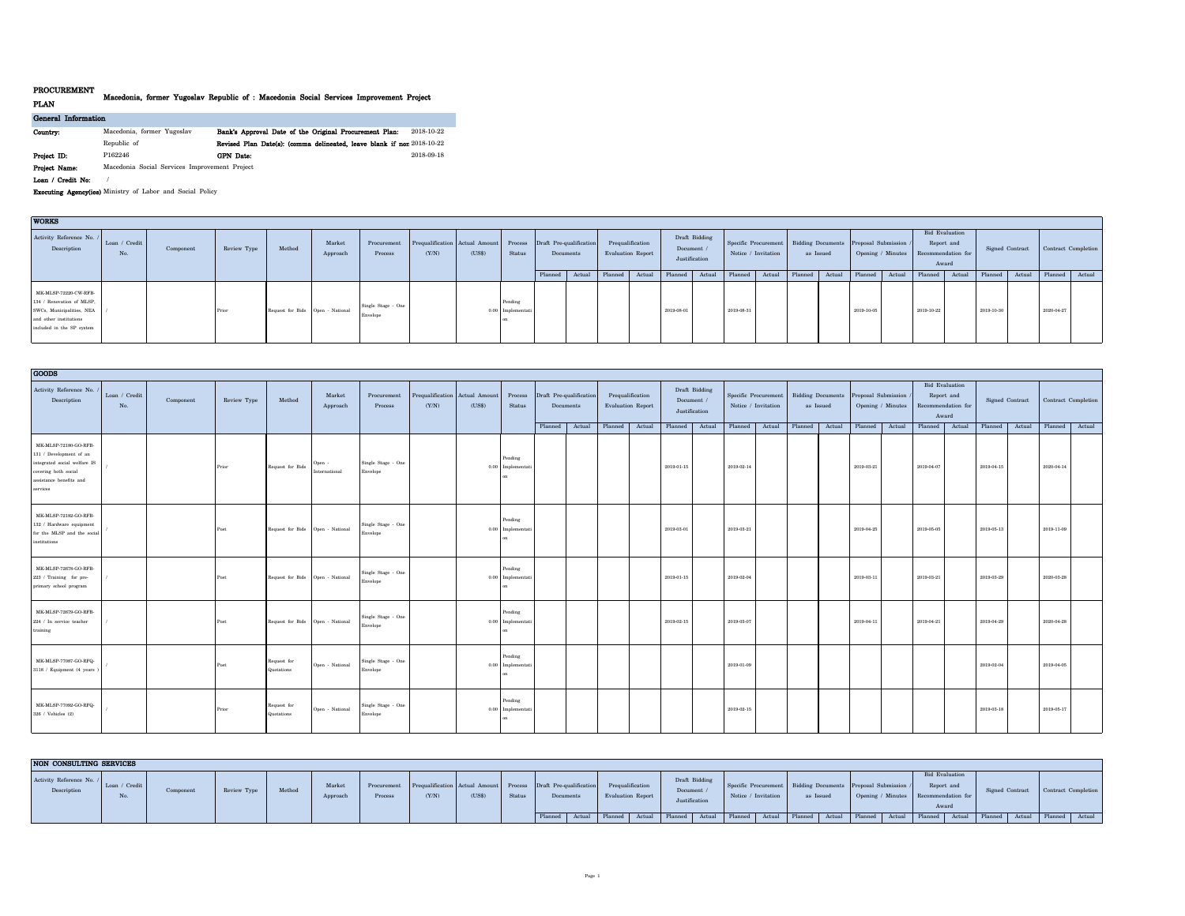# PROCUREMENT PLAN

## Macedonia, former Yugoslav Republic of : Macedonia Social Services Improvement Project

**General Information**

**Country:** Macedonia, former Yugoslav Republic of

**Bank's Approval Date of the Original Procurement Plan:** 2018-10-22

**Revised Plan Date(s): (comma delineated, leave blank if non** 2018-10-22

**Project ID:** P162246

**GPN Date:** 2018-09-18

**Project Name:** Macedonia Social Services Improvement Project

**Loan / Credit No:** /

**Executing Agency(ies)** Ministry of Labor and Social Policy

### WORKS

| Activity Reference No. / Description | Loan / Credit No. | Component | Review Type | Method | Market Approach | Procurement Process | Prequalification (Y/N) | Actual Amount (US$) | Process Status | Draft Pre-qualification Documents | | Prequalification Evaluation Report | | Draft Bidding Document / Justification | | Specific Procurement Notice / Invitation | | Bidding Documents as Issued | | Proposal Submission / Opening / Minutes | | Bid Evaluation Report and Recommendation for Award | | Signed Contract | | Contract Completion | |
|---|---|---|---|---|---|---|---|---|---|---|---|---|---|---|---|---|---|---|---|---|---|---|---|---|---|---|---|
| | | | | | | | | | | Planned | Actual | Planned | Actual | Planned | Actual | Planned | Actual | Planned | Actual | Planned | Actual | Planned | Actual | Planned | Actual | Planned | Actual |
| MK-MLSP-72220-CW-RFB-134 / Renovation of MLSP, SWCs, Municipalities, NEA and other institutions included in the SP system | / | | Prior | Request for Bids | Open - National | Single Stage - One Envelope | | 0.00 | Pending Implementation | | | | | 2018-08-01 | | 2018-08-21 | | | | 2019-10-05 | | 2019-10-22 | | 2019-10-30 | | 2020-04-27 | |

### GOODS

| Activity Reference No. / Description | Loan / Credit No. | Component | Review Type | Method | Market Approach | Procurement Process | Prequalification (Y/N) | Actual Amount (US$) | Process Status | Draft Pre-qualification Documents | | Prequalification Evaluation Report | | Draft Bidding Document / Justification | | Specific Procurement Notice / Invitation | | Bidding Documents as Issued | | Proposal Submission / Opening / Minutes | | Bid Evaluation Report and Recommendation for Award | | Signed Contract | | Contract Completion | |
|---|---|---|---|---|---|---|---|---|---|---|---|---|---|---|---|---|---|---|---|---|---|---|---|---|---|---|---|
| | | | | | | | | | | Planned | Actual | Planned | Actual | Planned | Actual | Planned | Actual | Planned | Actual | Planned | Actual | Planned | Actual | Planned | Actual | Planned | Actual |
| MK-MLSP-72180-GO-RFB-131 / Development of an integrated social welfare IS covering both social assistance benefits and services | / | | Prior | Request for Bids | Open - International | Single Stage - One Envelope | | 0.00 | Pending Implementation | | | | | 2019-01-15 | | 2019-02-14 | | | | 2019-03-21 | | 2019-04-07 | | 2019-04-15 | | 2020-04-14 | |
| MK-MLSP-72182-GO-RFB-132 / Hardware equipment for the MLSP and the social institutions | / | | Post | Request for Bids | Open - National | Single Stage - One Envelope | | 0.00 | Pending Implementation | | | | | 2019-03-01 | | 2019-03-21 | | | | 2019-04-25 | | 2019-05-05 | | 2019-05-13 | | 2019-11-09 | |
| MK-MLSP-72678-GO-RFB-223 / Training for pre-primary school program | / | | Post | Request for Bids | Open - National | Single Stage - One Envelope | | 0.00 | Pending Implementation | | | | | 2019-01-15 | | 2019-02-04 | | | | 2019-03-11 | | 2019-03-21 | | 2019-03-29 | | 2020-03-28 | |
| MK-MLSP-72679-GO-RFB-224 / In service teacher training | / | | Post | Request for Bids | Open - National | Single Stage - One Envelope | | 0.00 | Pending Implementation | | | | | 2019-02-15 | | 2019-03-07 | | | | 2019-04-11 | | 2019-04-21 | | 2019-04-29 | | 2020-04-28 | |
| MK-MLSP-77087-GO-RFQ-3118 / Equipment (4 years ) | / | | Post | Request for Quotations | Open - National | Single Stage - One Envelope | | 0.00 | Pending Implementation | | | | | | | 2019-01-09 | | | | | | | | 2019-02-04 | | 2019-04-05 | |
| MK-MLSP-77092-GO-RFQ-326 / Vehicles (2) | / | | Prior | Request for Quotations | Open - National | Single Stage - One Envelope | | 0.00 | Pending Implementation | | | | | | | 2019-02-15 | | | | | | | | 2019-03-18 | | 2019-05-17 | |

### NON CONSULTING SERVICES

| Activity Reference No. / Description | Loan / Credit No. | Component | Review Type | Method | Market Approach | Procurement Process | Prequalification (Y/N) | Actual Amount (US$) | Process Status | Draft Pre-qualification Documents | | Prequalification Evaluation Report | | Draft Bidding Document / Justification | | Specific Procurement Notice / Invitation | | Bidding Documents as Issued | | Proposal Submission / Opening / Minutes | | Bid Evaluation Report and Recommendation for Award | | Signed Contract | | Contract Completion | |
|---|---|---|---|---|---|---|---|---|---|---|---|---|---|---|---|---|---|---|---|---|---|---|---|---|---|---|---|
| | | | | | | | | | | Planned | Actual | Planned | Actual | Planned | Actual | Planned | Actual | Planned | Actual | Planned | Actual | Planned | Actual | Planned | Actual | Planned | Actual |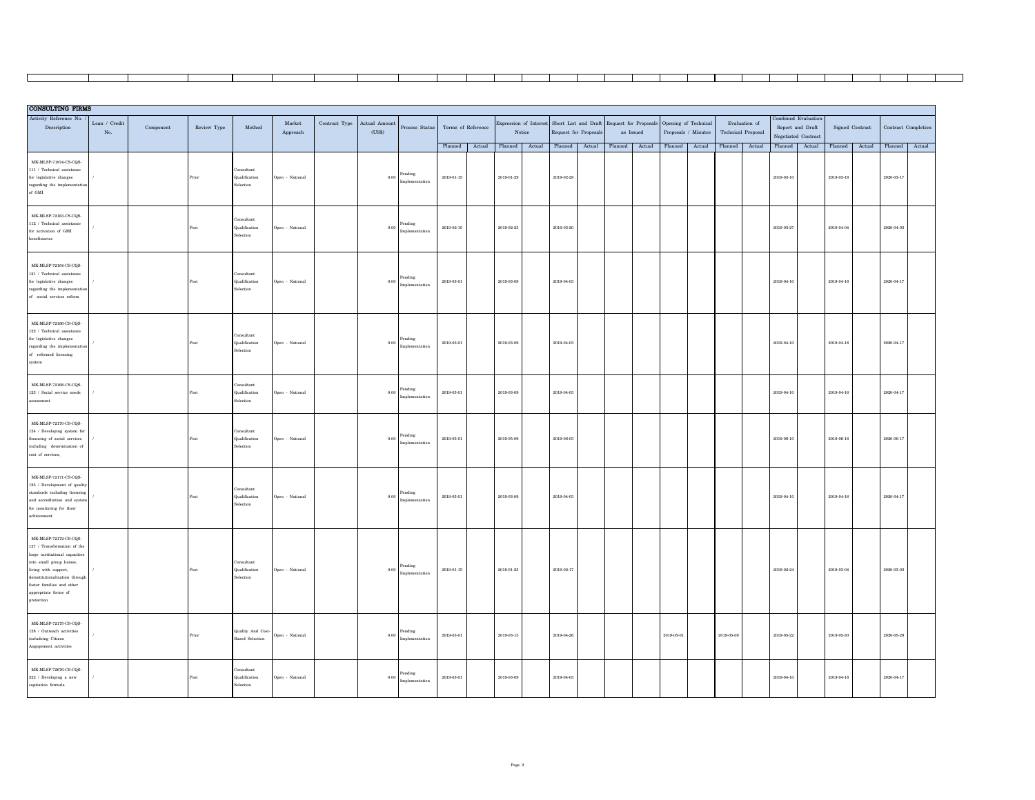## CONSULTING FIRMS

| Activity Reference No. / Description | Loan / Credit No. | Component | Review Type | Method | Market Approach | Contract Type | Actual Amount (US$) | Process Status | Terms of Reference | | Expression of Interest Notice | | Short List and Draft Request for Proposals | | Request for Proposals as Issued | | Opening of Technical Proposals / Minutes | | Evaluation of Technical Proposal | | Combined Evaluation Report and Draft Negotiated Contract | | Signed Contract | | Contract Completion | |
|---|---|---|---|---|---|---|---|---|---|---|---|---|---|---|---|---|---|---|---|---|---|---|---|---|---|---|
| | | | | | | | | | Planned | Actual | Planned | Actual | Planned | Actual | Planned | Actual | Planned | Actual | Planned | Actual | Planned | Actual | Planned | Actual | Planned | Actual |
| MK-MLSP-71874-CS-CQS-111 / Technical assistance for legislative changes regarding the implementation of GMI | / | | Prior | Consultant Qualification Selection | Open - National | | 0.00 | Pending Implementation | 2019-01-15 | | 2019-01-29 | | 2019-02-28 | | | | | | | | 2019-03-10 | | 2019-03-18 | | 2020-03-17 | |
| MK-MLSP-72163-CS-CQS-112 / Technical assistance for activation of GMI beneficiaries | / | | Post | Consultant Qualification Selection | Open - National | | 0.00 | Pending Implementation | 2019-02-15 | | 2019-02-23 | | 2019-03-20 | | | | | | | | 2019-03-27 | | 2019-04-04 | | 2020-04-03 | |
| MK-MLSP-72164-CS-CQS-121 / Technical assistance for legislative changes regarding the implementation of social services reform | / | | Post | Consultant Qualification Selection | Open - National | | 0.00 | Pending Implementation | 2019-03-01 | | 2019-03-09 | | 2019-04-03 | | | | | | | | 2019-04-10 | | 2019-04-18 | | 2020-04-17 | |
| MK-MLSP-72166-CS-CQS-122 / Technical assistance for legislative changes regarding the implementation of reformed licensing system | / | | Post | Consultant Qualification Selection | Open - National | | 0.00 | Pending Implementation | 2019-03-01 | | 2019-03-09 | | 2019-04-03 | | | | | | | | 2019-04-10 | | 2019-04-18 | | 2020-04-17 | |
| MK-MLSP-72168-CS-CQS-123 / Social service needs assessment | / | | Post | Consultant Qualification Selection | Open - National | | 0.00 | Pending Implementation | 2019-03-01 | | 2019-03-09 | | 2019-04-03 | | | | | | | | 2019-04-10 | | 2019-04-18 | | 2020-04-17 | |
| MK-MLSP-72170-CS-CQS-124 / Developing system for financing of social services including determination of cost of services, | / | | Post | Consultant Qualification Selection | Open - National | | 0.00 | Pending Implementation | 2019-05-01 | | 2019-05-09 | | 2019-06-03 | | | | | | | | 2019-06-10 | | 2019-06-18 | | 2020-06-17 | |
| MK-MLSP-72171-CS-CQS-125 / Development of quality standards including licensing and accreditation and system for monitoring for their achievement | / | | Post | Consultant Qualification Selection | Open - National | | 0.00 | Pending Implementation | 2019-03-01 | | 2019-03-09 | | 2019-04-03 | | | | | | | | 2019-04-10 | | 2019-04-18 | | 2020-04-17 | |
| MK-MLSP-72172-CS-CQS-127 / Transformation of the large institutional capacities into small group homes, living with support, deinstitutionalization through foster families and other appropriate forms of protection | / | | Post | Consultant Qualification Selection | Open - National | | 0.00 | Pending Implementation | 2019-01-15 | | 2019-01-23 | | 2019-02-17 | | | | | | | | 2019-02-24 | | 2019-03-04 | | 2020-03-03 | |
| MK-MLSP-72175-CS-CQS-128 / Outreach activities includeing Citizen Angegement activities | / | | Prior | Quality And Cost-Based Selection | Open - National | | 0.00 | Pending Implementation | 2019-03-01 | | 2019-03-15 | | 2019-04-26 | | | | 2019-05-01 | | 2019-05-09 | | 2019-05-22 | | 2019-05-30 | | 2020-05-29 | |
| MK-MLSP-72676-CS-CQS-222 / Developing a new capitation formula | / | | Post | Consultant Qualification Selection | Open - National | | 0.00 | Pending Implementation | 2019-03-01 | | 2019-03-09 | | 2019-04-03 | | | | | | | | 2019-04-10 | | 2019-04-18 | | 2020-04-17 | |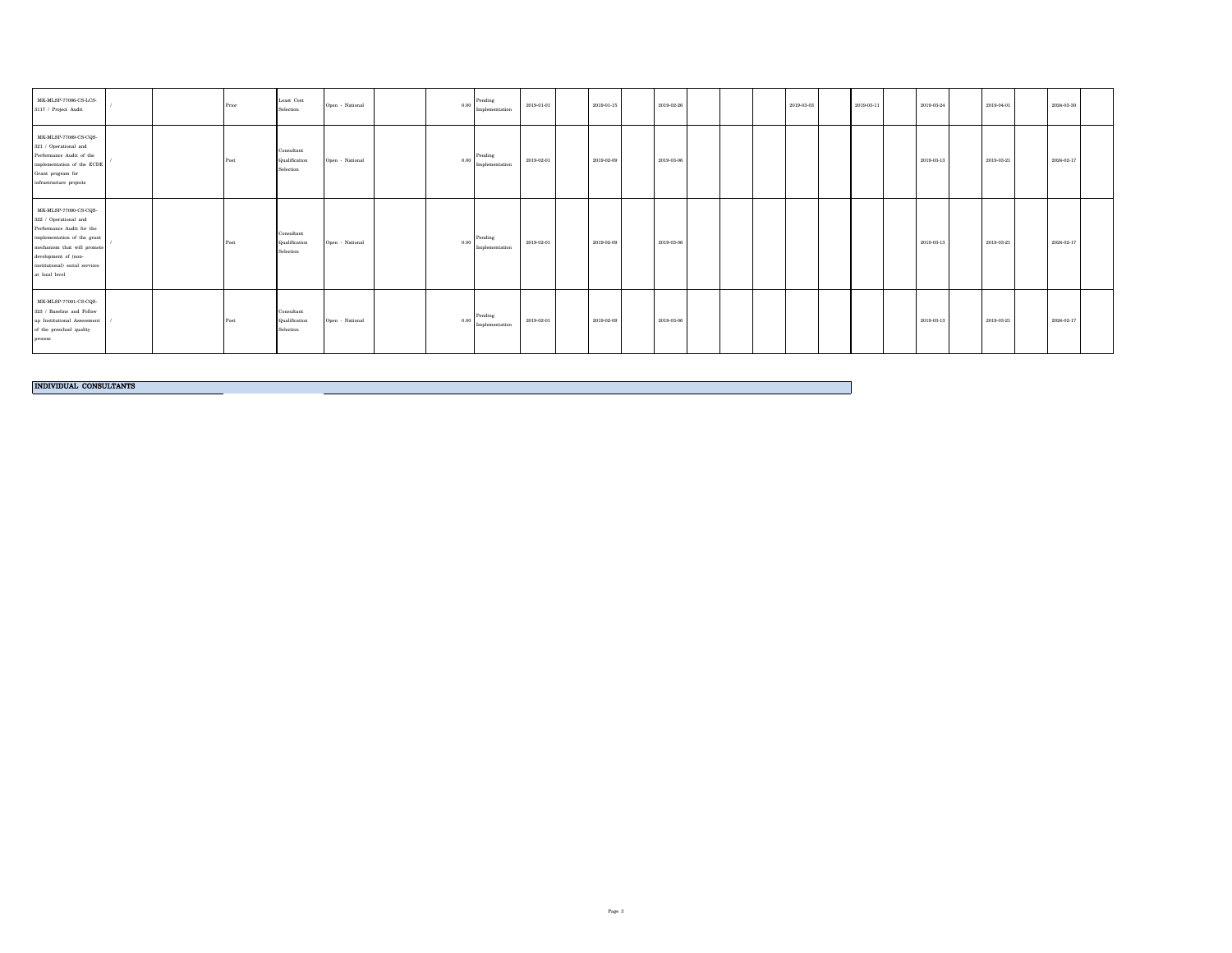| | | | | | | | | | | | | | | | | | | | | | | | | | | |
|---|---|---|---|---|---|---|---|---|---|---|---|---|---|---|---|---|---|---|---|---|---|---|---|---|---|---|
| MK-MLSP-77086-CS-LCS-3117 / Project Audit | / | | Prior | Least Cost Selection | Open - National | | 0.00 | Pending Implementation | 2019-01-01 | | 2019-01-15 | | 2019-02-26 | | | | 2019-03-03 | | 2019-03-11 | | 2019-03-24 | | 2019-04-01 | | 2024-03-30 | |
| MK-MLSP-77089-CS-CQS-321 / Operational and Performance Audit of the implementation of the ECDE Grant program for infrastructure projects | / | | Post | Consultant Qualification Selection | Open - National | | 0.00 | Pending Implementation | 2019-02-01 | | 2019-02-09 | | 2019-03-06 | | | | | | | | 2019-03-13 | | 2019-03-21 | | 2024-02-17 | |
| MK-MLSP-77090-CS-CQS-322 / Operational and Performance Audit for the implementation of the grant mechanism that will promote development of (non-institutional) social services at local level | / | | Post | Consultant Qualification Selection | Open - National | | 0.00 | Pending Implementation | 2019-02-01 | | 2019-02-09 | | 2019-03-06 | | | | | | | | 2019-03-13 | | 2019-03-21 | | 2024-02-17 | |
| MK-MLSP-77091-CS-CQS-323 / Baseline and Follow up Institutional Assessment of the preschool quality process | / | | Post | Consultant Qualification Selection | Open - National | | 0.00 | Pending Implementation | 2019-02-01 | | 2019-02-09 | | 2019-03-06 | | | | | | | | 2019-03-13 | | 2019-03-21 | | 2024-02-17 | |

**INDIVIDUAL CONSULTANTS**